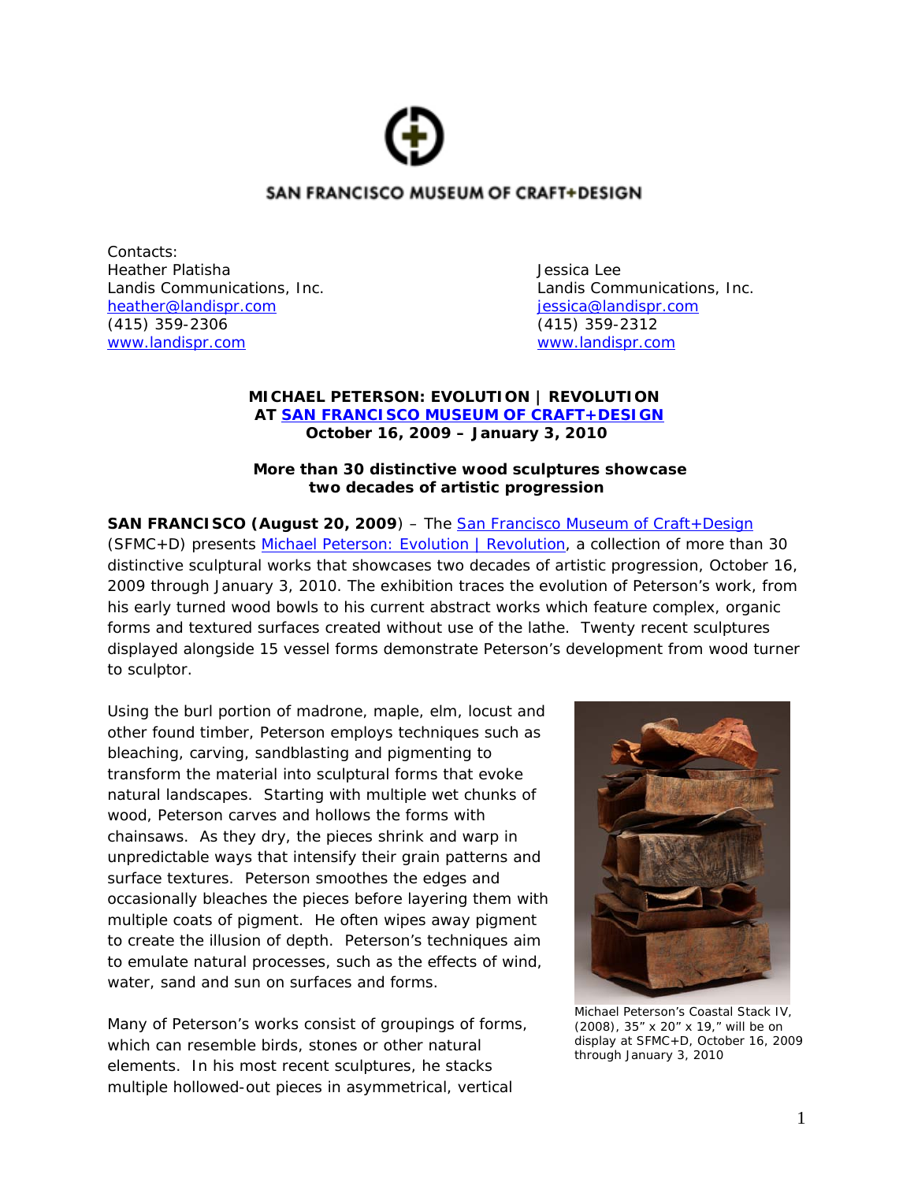SAN FRANCISCO MUSEUM OF CRAFT+DESIGN

Contacts:

Heather Platisha
Landis Communications, Inc.
heather@landispr.com
(415) 359-2306
www.landispr.com

Jessica Lee
Landis Communications, Inc.
jessica@landispr.com
(415) 359-2312
www.landispr.com

**MICHAEL PETERSON: EVOLUTION | REVOLUTION**
**AT SAN FRANCISCO MUSEUM OF CRAFT+DESIGN**
**October 16, 2009 – January 3, 2010**

**More than 30 distinctive wood sculptures showcase two decades of artistic progression**

**SAN FRANCISCO (August 20, 2009**) – The San Francisco Museum of Craft+Design (SFMC+D) presents Michael Peterson: Evolution | Revolution, a collection of more than 30 distinctive sculptural works that showcases two decades of artistic progression, October 16, 2009 through January 3, 2010. The exhibition traces the evolution of Peterson's work, from his early turned wood bowls to his current abstract works which feature complex, organic forms and textured surfaces created without use of the lathe. Twenty recent sculptures displayed alongside 15 vessel forms demonstrate Peterson's development from wood turner to sculptor.

Using the burl portion of madrone, maple, elm, locust and other found timber, Peterson employs techniques such as bleaching, carving, sandblasting and pigmenting to transform the material into sculptural forms that evoke natural landscapes. Starting with multiple wet chunks of wood, Peterson carves and hollows the forms with chainsaws. As they dry, the pieces shrink and warp in unpredictable ways that intensify their grain patterns and surface textures. Peterson smoothes the edges and occasionally bleaches the pieces before layering them with multiple coats of pigment. He often wipes away pigment to create the illusion of depth. Peterson's techniques aim to emulate natural processes, such as the effects of wind, water, sand and sun on surfaces and forms.

Michael Peterson's Coastal Stack IV, (2008), 35" x 20" x 19," will be on display at SFMC+D, October 16, 2009 through January 3, 2010

Many of Peterson's works consist of groupings of forms, which can resemble birds, stones or other natural elements. In his most recent sculptures, he stacks multiple hollowed-out pieces in asymmetrical, vertical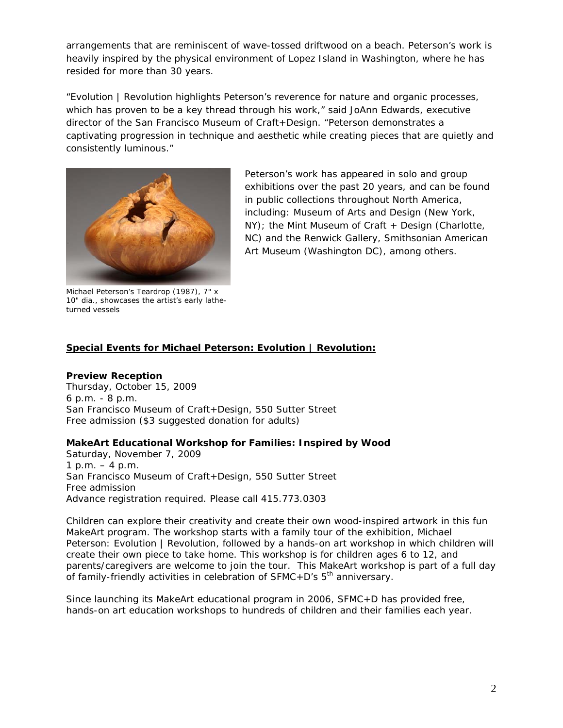arrangements that are reminiscent of wave-tossed driftwood on a beach. Peterson's work is heavily inspired by the physical environment of Lopez Island in Washington, where he has resided for more than 30 years.

"Evolution | Revolution highlights Peterson's reverence for nature and organic processes, which has proven to be a key thread through his work," said JoAnn Edwards, executive director of the San Francisco Museum of Craft+Design. "Peterson demonstrates a captivating progression in technique and aesthetic while creating pieces that are quietly and consistently luminous."

Michael Peterson's Teardrop (1987), 7" x 10" dia., showcases the artist's early lathe-turned vessels

Peterson's work has appeared in solo and group exhibitions over the past 20 years, and can be found in public collections throughout North America, including: Museum of Arts and Design (New York, NY); the Mint Museum of Craft + Design (Charlotte, NC) and the Renwick Gallery, Smithsonian American Art Museum (Washington DC), among others.

**Special Events for Michael Peterson: Evolution | Revolution:**

**Preview Reception**
Thursday, October 15, 2009
6 p.m. - 8 p.m.
San Francisco Museum of Craft+Design, 550 Sutter Street
Free admission ($3 suggested donation for adults)

**MakeArt Educational Workshop for Families: Inspired by Wood**
Saturday, November 7, 2009
1 p.m. – 4 p.m.
San Francisco Museum of Craft+Design, 550 Sutter Street
Free admission
Advance registration required. Please call 415.773.0303

Children can explore their creativity and create their own wood-inspired artwork in this fun MakeArt program. The workshop starts with a family tour of the exhibition, Michael Peterson: Evolution | Revolution, followed by a hands-on art workshop in which children will create their own piece to take home. This workshop is for children ages 6 to 12, and parents/caregivers are welcome to join the tour. This MakeArt workshop is part of a full day of family-friendly activities in celebration of SFMC+D's 5th anniversary.

Since launching its MakeArt educational program in 2006, SFMC+D has provided free, hands-on art education workshops to hundreds of children and their families each year.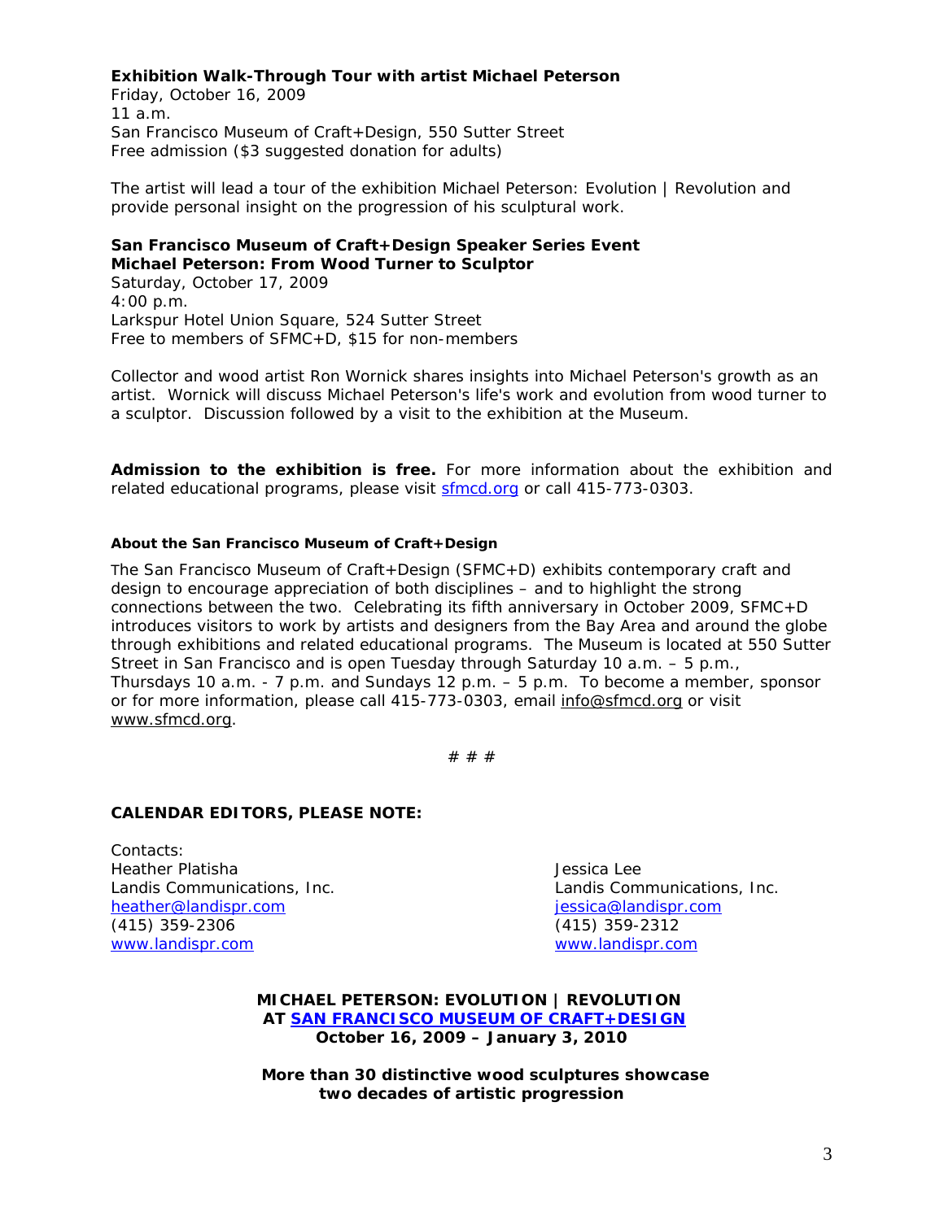**Exhibition Walk-Through Tour with artist Michael Peterson**
Friday, October 16, 2009
11 a.m.
San Francisco Museum of Craft+Design, 550 Sutter Street
Free admission ($3 suggested donation for adults)

The artist will lead a tour of the exhibition Michael Peterson: Evolution | Revolution and provide personal insight on the progression of his sculptural work.

**San Francisco Museum of Craft+Design Speaker Series Event**
**Michael Peterson: From Wood Turner to Sculptor**
Saturday, October 17, 2009
4:00 p.m.
Larkspur Hotel Union Square, 524 Sutter Street
Free to members of SFMC+D, $15 for non-members

Collector and wood artist Ron Wornick shares insights into Michael Peterson's growth as an artist. Wornick will discuss Michael Peterson's life's work and evolution from wood turner to a sculptor. Discussion followed by a visit to the exhibition at the Museum.

**Admission to the exhibition is free.** For more information about the exhibition and related educational programs, please visit [sfmcd.org](sfmcd.org) or call 415-773-0303.

#### About the San Francisco Museum of Craft+Design

The San Francisco Museum of Craft+Design (SFMC+D) exhibits contemporary craft and design to encourage appreciation of both disciplines – and to highlight the strong connections between the two. Celebrating its fifth anniversary in October 2009, SFMC+D introduces visitors to work by artists and designers from the Bay Area and around the globe through exhibitions and related educational programs. The Museum is located at 550 Sutter Street in San Francisco and is open Tuesday through Saturday 10 a.m. – 5 p.m., Thursdays 10 a.m. - 7 p.m. and Sundays 12 p.m. – 5 p.m. To become a member, sponsor or for more information, please call 415-773-0303, email info@sfmcd.org or visit www.sfmcd.org.

# # #

**CALENDAR EDITORS, PLEASE NOTE:**

Contacts:
Heather Platisha
Landis Communications, Inc.
heather@landispr.com
(415) 359-2306
www.landispr.com

Jessica Lee
Landis Communications, Inc.
jessica@landispr.com
(415) 359-2312
www.landispr.com

**MICHAEL PETERSON: EVOLUTION | REVOLUTION**
**AT [SAN FRANCISCO MUSEUM OF CRAFT+DESIGN]()**
**October 16, 2009 – January 3, 2010**

**More than 30 distinctive wood sculptures showcase two decades of artistic progression**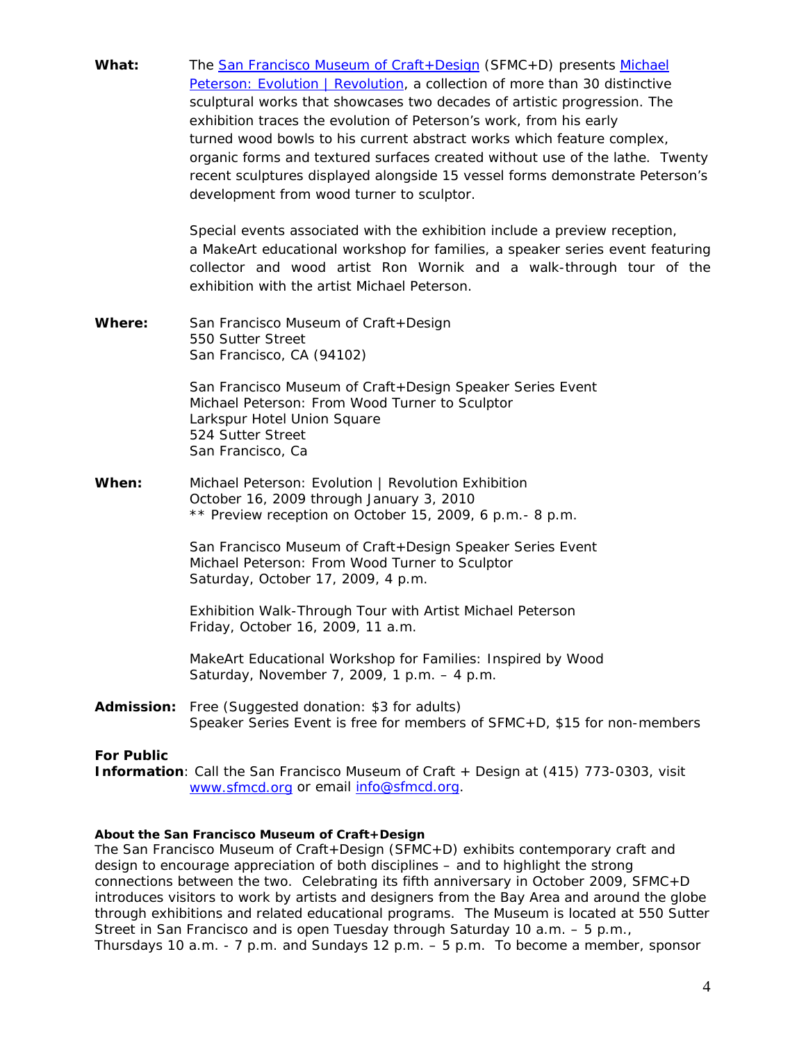**What:** The [San Francisco Museum of Craft+Design](http://www.sfmcd.org) (SFMC+D) presents [Michael Peterson: Evolution | Revolution](http://www.sfmcd.org), a collection of more than 30 distinctive sculptural works that showcases two decades of artistic progression. The exhibition traces the evolution of Peterson's work, from his early turned wood bowls to his current abstract works which feature complex, organic forms and textured surfaces created without use of the lathe. Twenty recent sculptures displayed alongside 15 vessel forms demonstrate Peterson's development from wood turner to sculptor.

Special events associated with the exhibition include a preview reception, a MakeArt educational workshop for families, a speaker series event featuring collector and wood artist Ron Wornik and a walk-through tour of the exhibition with the artist Michael Peterson.

**Where:** San Francisco Museum of Craft+Design
550 Sutter Street
San Francisco, CA (94102)

San Francisco Museum of Craft+Design Speaker Series Event
Michael Peterson: From Wood Turner to Sculptor
Larkspur Hotel Union Square
524 Sutter Street
San Francisco, Ca

**When:** Michael Peterson: Evolution | Revolution Exhibition
October 16, 2009 through January 3, 2010
** Preview reception on October 15, 2009, 6 p.m.- 8 p.m.

San Francisco Museum of Craft+Design Speaker Series Event
Michael Peterson: From Wood Turner to Sculptor
Saturday, October 17, 2009, 4 p.m.

Exhibition Walk-Through Tour with Artist Michael Peterson
Friday, October 16, 2009, 11 a.m.

MakeArt Educational Workshop for Families: Inspired by Wood
Saturday, November 7, 2009, 1 p.m. – 4 p.m.

**Admission:** Free (Suggested donation: $3 for adults)
Speaker Series Event is free for members of SFMC+D, $15 for non-members

**For Public Information**: Call the San Francisco Museum of Craft + Design at (415) 773-0303, visit [www.sfmcd.org](http://www.sfmcd.org) or email [info@sfmcd.org](mailto:info@sfmcd.org).

**About the San Francisco Museum of Craft+Design**

The San Francisco Museum of Craft+Design (SFMC+D) exhibits contemporary craft and design to encourage appreciation of both disciplines – and to highlight the strong connections between the two. Celebrating its fifth anniversary in October 2009, SFMC+D introduces visitors to work by artists and designers from the Bay Area and around the globe through exhibitions and related educational programs. The Museum is located at 550 Sutter Street in San Francisco and is open Tuesday through Saturday 10 a.m. – 5 p.m., Thursdays 10 a.m. - 7 p.m. and Sundays 12 p.m. – 5 p.m. To become a member, sponsor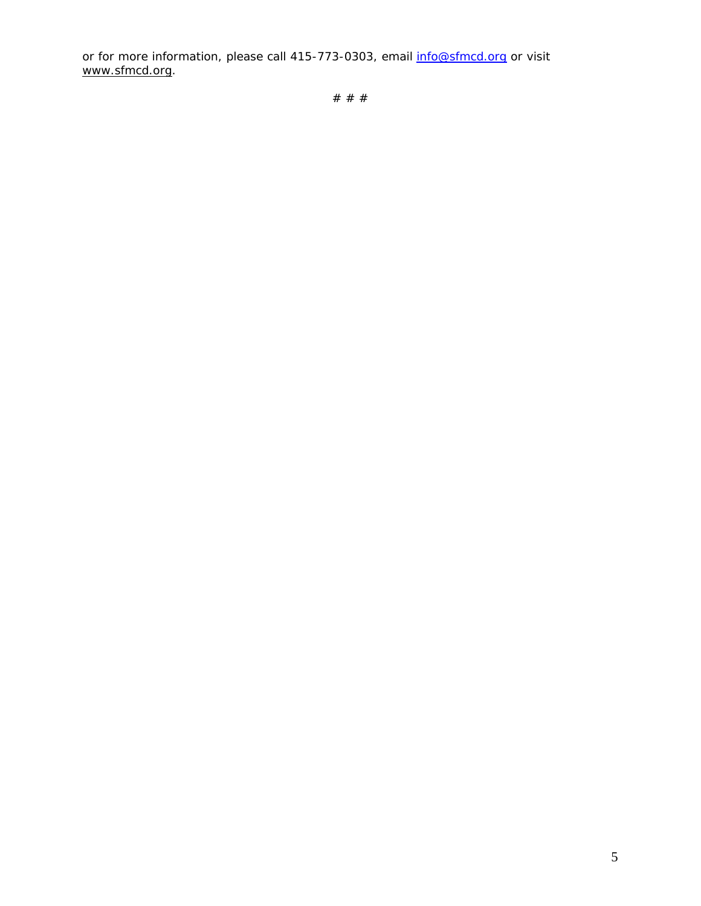or for more information, please call 415-773-0303, email info@sfmcd.org or visit www.sfmcd.org.

# # #